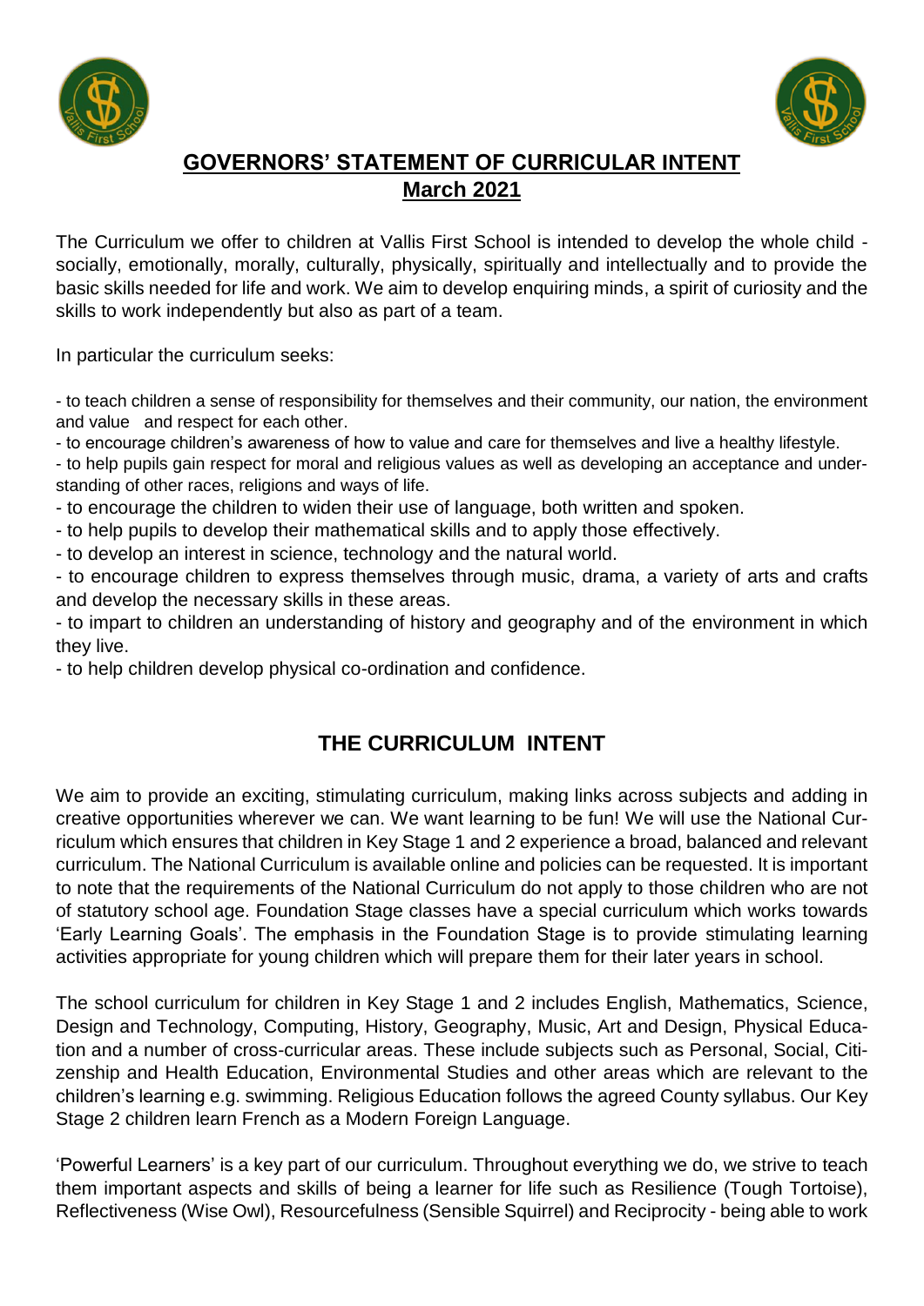# GOVERNORS' STATEMENT OF CURRICULAR INTENT

## March 2021

The Curriculum we offer to children at Vallis First School is intended to develop the whole child - socially, emotionally, morally, culturally, physically, spiritually and intellectually and to provide the basic skills needed for life and work. We aim to develop enquiring minds, a spirit of curiosity and the skills to work independently but also as part of a team.

In particular the curriculum seeks:

- to teach children a sense of responsibility for themselves and their community, our nation, the environment and value and respect for each other.
- to encourage children's awareness of how to value and care for themselves and live a healthy lifestyle.
- to help pupils gain respect for moral and religious values as well as developing an acceptance and understanding of other races, religions and ways of life.
- to encourage the children to widen their use of language, both written and spoken.
- to help pupils to develop their mathematical skills and to apply those effectively.
- to develop an interest in science, technology and the natural world.
- to encourage children to express themselves through music, drama, a variety of arts and crafts and develop the necessary skills in these areas.
- to impart to children an understanding of history and geography and of the environment in which they live.
- to help children develop physical co-ordination and confidence.

## THE CURRICULUM INTENT

We aim to provide an exciting, stimulating curriculum, making links across subjects and adding in creative opportunities wherever we can. We want learning to be fun! We will use the National Curriculum which ensures that children in Key Stage 1 and 2 experience a broad, balanced and relevant curriculum. The National Curriculum is available online and policies can be requested. It is important to note that the requirements of the National Curriculum do not apply to those children who are not of statutory school age. Foundation Stage classes have a special curriculum which works towards 'Early Learning Goals'. The emphasis in the Foundation Stage is to provide stimulating learning activities appropriate for young children which will prepare them for their later years in school.

The school curriculum for children in Key Stage 1 and 2 includes English, Mathematics, Science, Design and Technology, Computing, History, Geography, Music, Art and Design, Physical Education and a number of cross-curricular areas. These include subjects such as Personal, Social, Citizenship and Health Education, Environmental Studies and other areas which are relevant to the children's learning e.g. swimming. Religious Education follows the agreed County syllabus. Our Key Stage 2 children learn French as a Modern Foreign Language.

'Powerful Learners' is a key part of our curriculum. Throughout everything we do, we strive to teach them important aspects and skills of being a learner for life such as Resilience (Tough Tortoise), Reflectiveness (Wise Owl), Resourcefulness (Sensible Squirrel) and Reciprocity - being able to work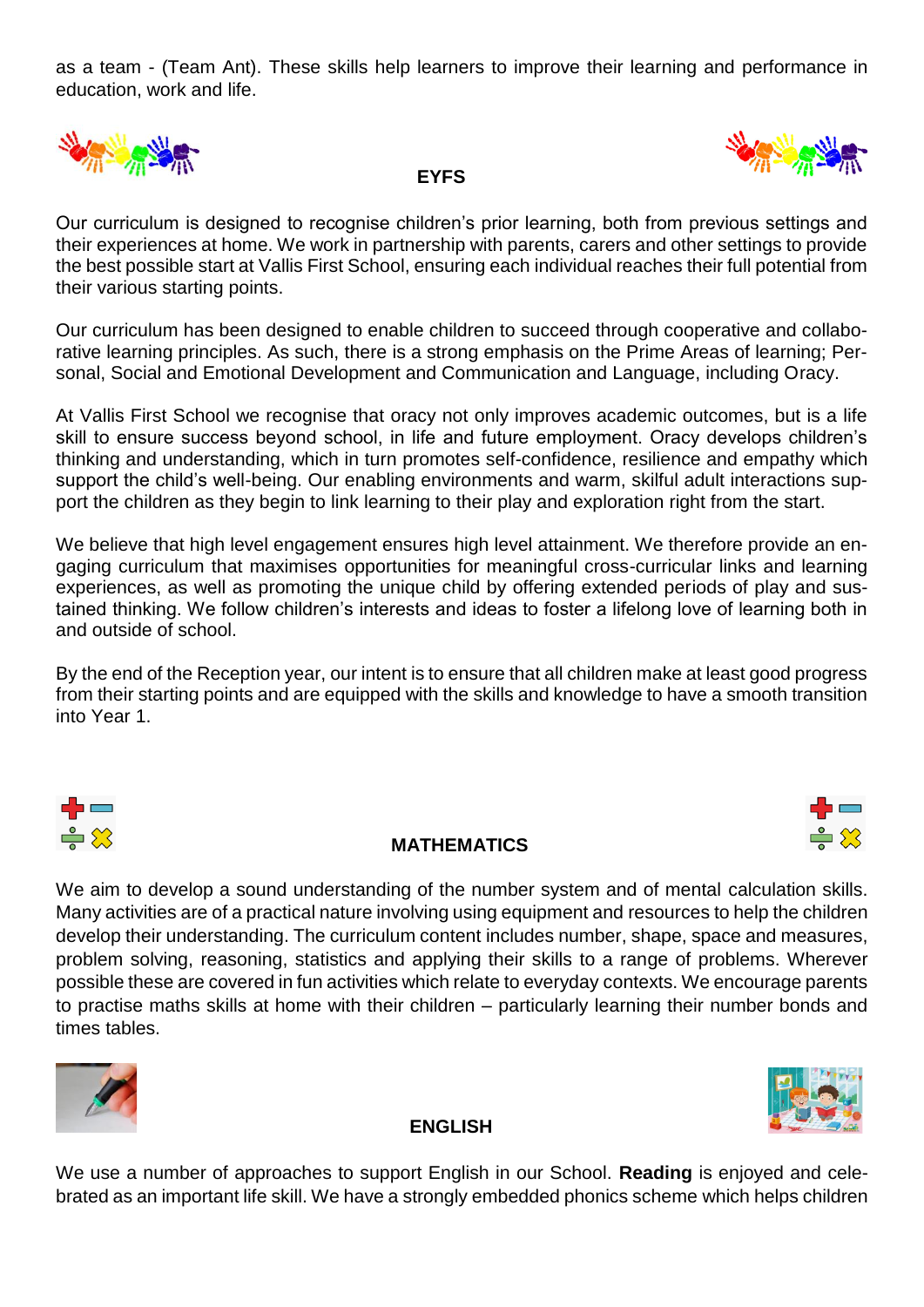as a team - (Team Ant). These skills help learners to improve their learning and performance in education, work and life.

## EYFS

Our curriculum is designed to recognise children's prior learning, both from previous settings and their experiences at home. We work in partnership with parents, carers and other settings to provide the best possible start at Vallis First School, ensuring each individual reaches their full potential from their various starting points.

Our curriculum has been designed to enable children to succeed through cooperative and collaborative learning principles. As such, there is a strong emphasis on the Prime Areas of learning; Personal, Social and Emotional Development and Communication and Language, including Oracy.

At Vallis First School we recognise that oracy not only improves academic outcomes, but is a life skill to ensure success beyond school, in life and future employment. Oracy develops children's thinking and understanding, which in turn promotes self-confidence, resilience and empathy which support the child's well-being. Our enabling environments and warm, skilful adult interactions support the children as they begin to link learning to their play and exploration right from the start.

We believe that high level engagement ensures high level attainment. We therefore provide an engaging curriculum that maximises opportunities for meaningful cross-curricular links and learning experiences, as well as promoting the unique child by offering extended periods of play and sustained thinking. We follow children's interests and ideas to foster a lifelong love of learning both in and outside of school.

By the end of the Reception year, our intent is to ensure that all children make at least good progress from their starting points and are equipped with the skills and knowledge to have a smooth transition into Year 1.

## MATHEMATICS

We aim to develop a sound understanding of the number system and of mental calculation skills. Many activities are of a practical nature involving using equipment and resources to help the children develop their understanding. The curriculum content includes number, shape, space and measures, problem solving, reasoning, statistics and applying their skills to a range of problems. Wherever possible these are covered in fun activities which relate to everyday contexts. We encourage parents to practise maths skills at home with their children – particularly learning their number bonds and times tables.

## ENGLISH

We use a number of approaches to support English in our School. **Reading** is enjoyed and celebrated as an important life skill. We have a strongly embedded phonics scheme which helps children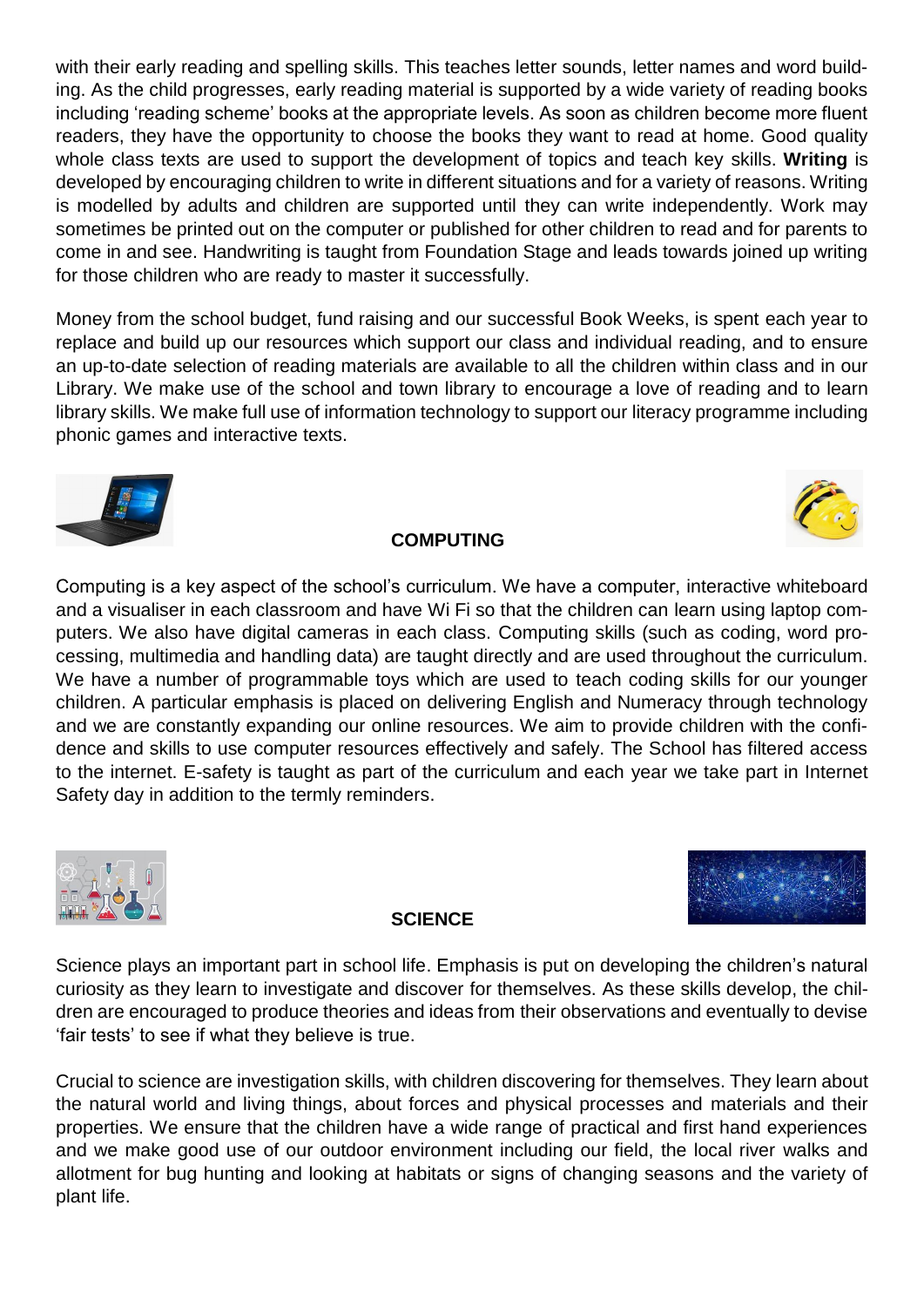with their early reading and spelling skills. This teaches letter sounds, letter names and word building. As the child progresses, early reading material is supported by a wide variety of reading books including 'reading scheme' books at the appropriate levels. As soon as children become more fluent readers, they have the opportunity to choose the books they want to read at home. Good quality whole class texts are used to support the development of topics and teach key skills. **Writing** is developed by encouraging children to write in different situations and for a variety of reasons. Writing is modelled by adults and children are supported until they can write independently. Work may sometimes be printed out on the computer or published for other children to read and for parents to come in and see. Handwriting is taught from Foundation Stage and leads towards joined up writing for those children who are ready to master it successfully.

Money from the school budget, fund raising and our successful Book Weeks, is spent each year to replace and build up our resources which support our class and individual reading, and to ensure an up-to-date selection of reading materials are available to all the children within class and in our Library. We make use of the school and town library to encourage a love of reading and to learn library skills. We make full use of information technology to support our literacy programme including phonic games and interactive texts.

## COMPUTING

Computing is a key aspect of the school's curriculum. We have a computer, interactive whiteboard and a visualiser in each classroom and have Wi Fi so that the children can learn using laptop computers. We also have digital cameras in each class. Computing skills (such as coding, word processing, multimedia and handling data) are taught directly and are used throughout the curriculum. We have a number of programmable toys which are used to teach coding skills for our younger children. A particular emphasis is placed on delivering English and Numeracy through technology and we are constantly expanding our online resources. We aim to provide children with the confidence and skills to use computer resources effectively and safely. The School has filtered access to the internet. E-safety is taught as part of the curriculum and each year we take part in Internet Safety day in addition to the termly reminders.

## SCIENCE

Science plays an important part in school life. Emphasis is put on developing the children's natural curiosity as they learn to investigate and discover for themselves. As these skills develop, the children are encouraged to produce theories and ideas from their observations and eventually to devise 'fair tests' to see if what they believe is true.

Crucial to science are investigation skills, with children discovering for themselves. They learn about the natural world and living things, about forces and physical processes and materials and their properties. We ensure that the children have a wide range of practical and first hand experiences and we make good use of our outdoor environment including our field, the local river walks and allotment for bug hunting and looking at habitats or signs of changing seasons and the variety of plant life.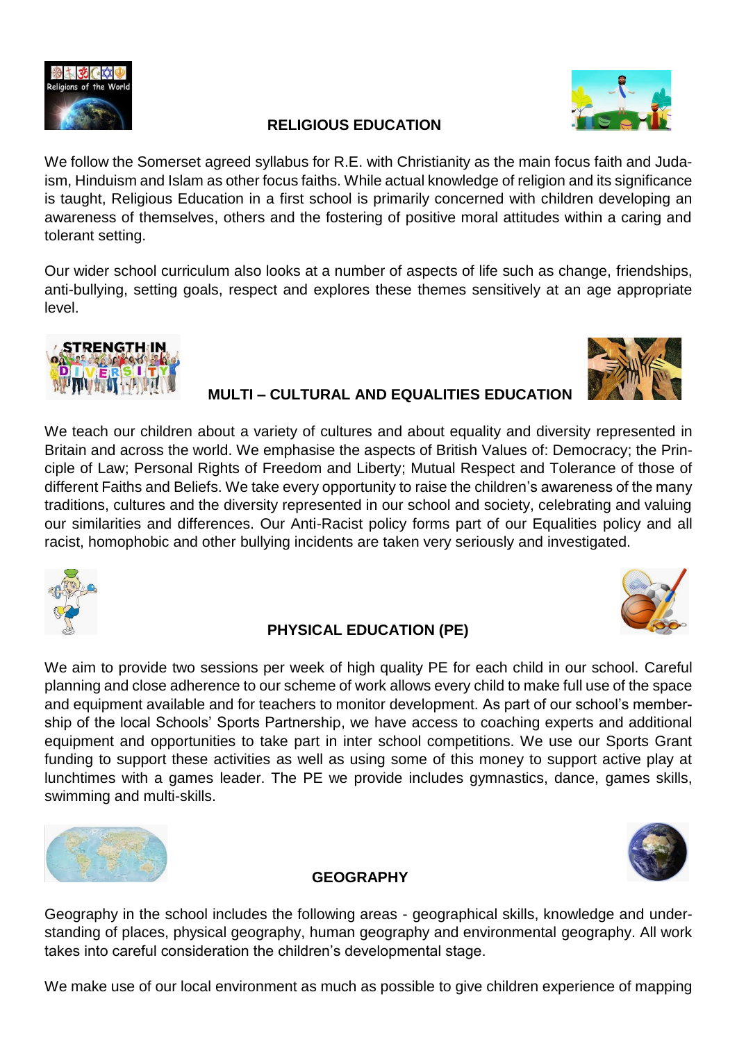## RELIGIOUS EDUCATION

We follow the Somerset agreed syllabus for R.E. with Christianity as the main focus faith and Judaism, Hinduism and Islam as other focus faiths. While actual knowledge of religion and its significance is taught, Religious Education in a first school is primarily concerned with children developing an awareness of themselves, others and the fostering of positive moral attitudes within a caring and tolerant setting.

Our wider school curriculum also looks at a number of aspects of life such as change, friendships, anti-bullying, setting goals, respect and explores these themes sensitively at an age appropriate level.

## MULTI – CULTURAL AND EQUALITIES EDUCATION

We teach our children about a variety of cultures and about equality and diversity represented in Britain and across the world. We emphasise the aspects of British Values of: Democracy; the Principle of Law; Personal Rights of Freedom and Liberty; Mutual Respect and Tolerance of those of different Faiths and Beliefs. We take every opportunity to raise the children's awareness of the many traditions, cultures and the diversity represented in our school and society, celebrating and valuing our similarities and differences. Our Anti-Racist policy forms part of our Equalities policy and all racist, homophobic and other bullying incidents are taken very seriously and investigated.

## PHYSICAL EDUCATION (PE)

We aim to provide two sessions per week of high quality PE for each child in our school. Careful planning and close adherence to our scheme of work allows every child to make full use of the space and equipment available and for teachers to monitor development. As part of our school's membership of the local Schools' Sports Partnership, we have access to coaching experts and additional equipment and opportunities to take part in inter school competitions. We use our Sports Grant funding to support these activities as well as using some of this money to support active play at lunchtimes with a games leader. The PE we provide includes gymnastics, dance, games skills, swimming and multi-skills.

## GEOGRAPHY

Geography in the school includes the following areas - geographical skills, knowledge and understanding of places, physical geography, human geography and environmental geography. All work takes into careful consideration the children's developmental stage.

We make use of our local environment as much as possible to give children experience of mapping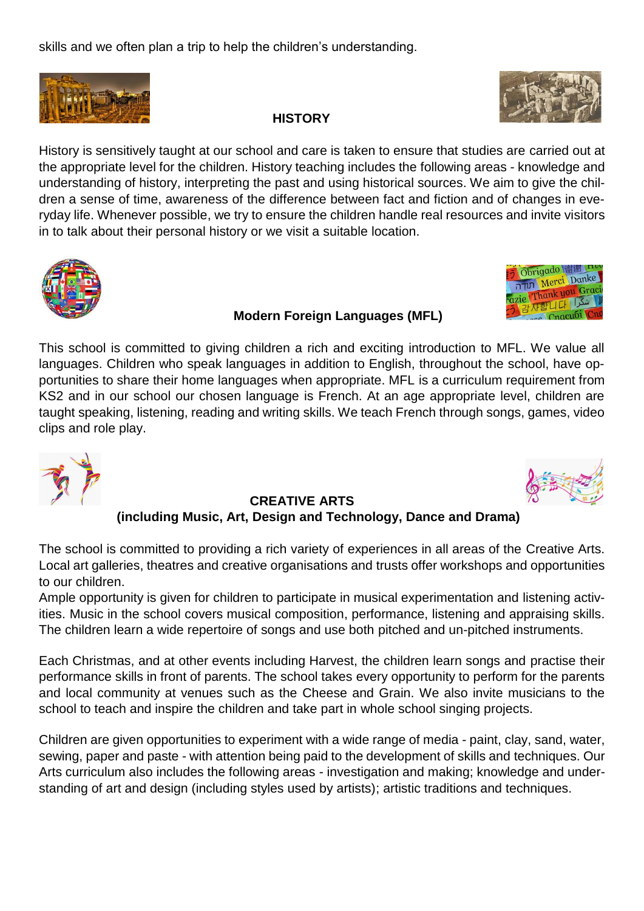skills and we often plan a trip to help the children's understanding.

## HISTORY

History is sensitively taught at our school and care is taken to ensure that studies are carried out at the appropriate level for the children. History teaching includes the following areas - knowledge and understanding of history, interpreting the past and using historical sources. We aim to give the children a sense of time, awareness of the difference between fact and fiction and of changes in everyday life. Whenever possible, we try to ensure the children handle real resources and invite visitors in to talk about their personal history or we visit a suitable location.

## Modern Foreign Languages (MFL)

This school is committed to giving children a rich and exciting introduction to MFL. We value all languages. Children who speak languages in addition to English, throughout the school, have opportunities to share their home languages when appropriate. MFL is a curriculum requirement from KS2 and in our school our chosen language is French. At an age appropriate level, children are taught speaking, listening, reading and writing skills. We teach French through songs, games, video clips and role play.

## CREATIVE ARTS
### (including Music, Art, Design and Technology, Dance and Drama)

The school is committed to providing a rich variety of experiences in all areas of the Creative Arts. Local art galleries, theatres and creative organisations and trusts offer workshops and opportunities to our children.

Ample opportunity is given for children to participate in musical experimentation and listening activities. Music in the school covers musical composition, performance, listening and appraising skills. The children learn a wide repertoire of songs and use both pitched and un-pitched instruments.

Each Christmas, and at other events including Harvest, the children learn songs and practise their performance skills in front of parents. The school takes every opportunity to perform for the parents and local community at venues such as the Cheese and Grain. We also invite musicians to the school to teach and inspire the children and take part in whole school singing projects.

Children are given opportunities to experiment with a wide range of media - paint, clay, sand, water, sewing, paper and paste - with attention being paid to the development of skills and techniques. Our Arts curriculum also includes the following areas - investigation and making; knowledge and understanding of art and design (including styles used by artists); artistic traditions and techniques.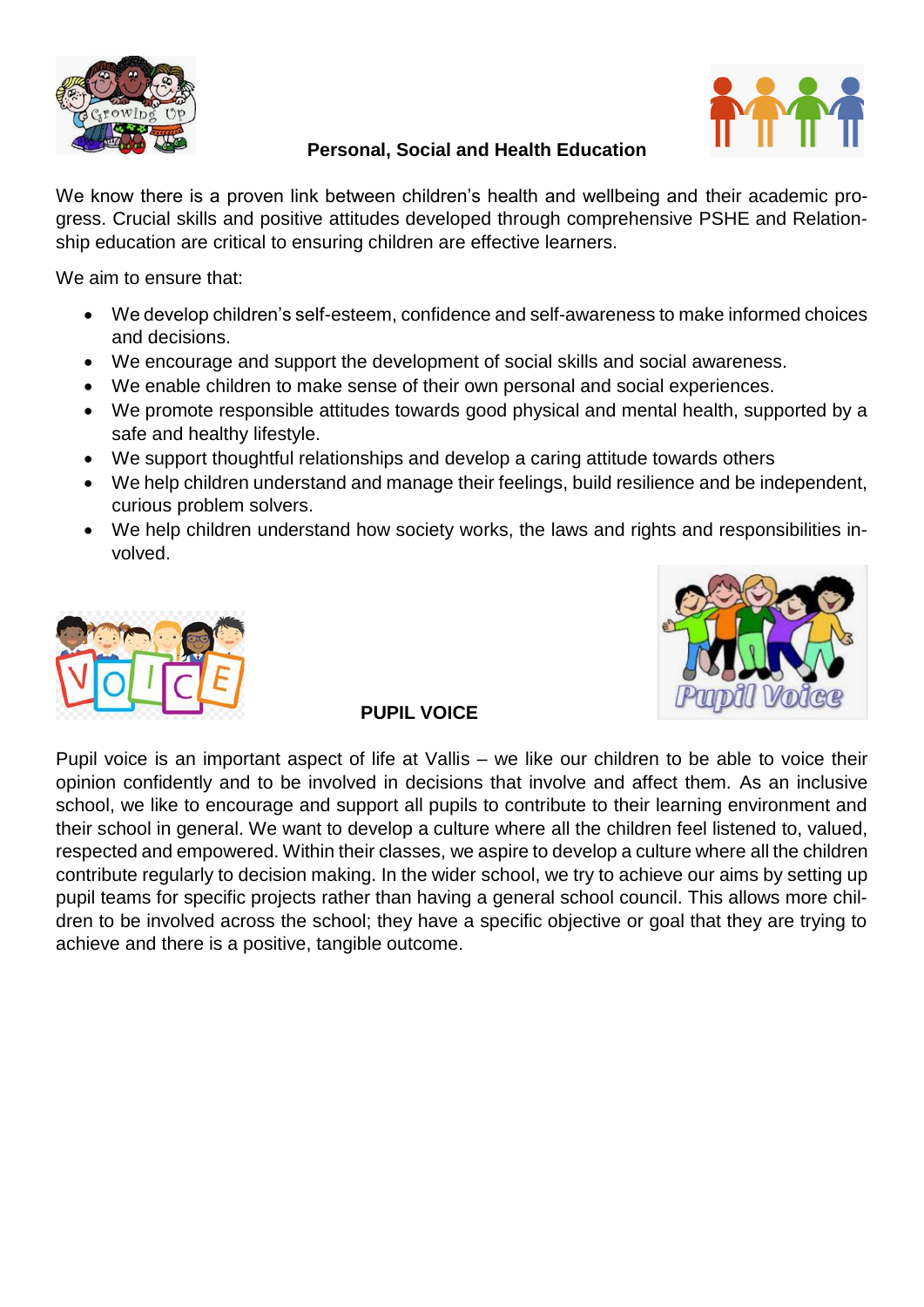## Personal, Social and Health Education

We know there is a proven link between children's health and wellbeing and their academic progress. Crucial skills and positive attitudes developed through comprehensive PSHE and Relationship education are critical to ensuring children are effective learners.

We aim to ensure that:

- We develop children's self-esteem, confidence and self-awareness to make informed choices and decisions.
- We encourage and support the development of social skills and social awareness.
- We enable children to make sense of their own personal and social experiences.
- We promote responsible attitudes towards good physical and mental health, supported by a safe and healthy lifestyle.
- We support thoughtful relationships and develop a caring attitude towards others
- We help children understand and manage their feelings, build resilience and be independent, curious problem solvers.
- We help children understand how society works, the laws and rights and responsibilities involved.

## PUPIL VOICE

Pupil voice is an important aspect of life at Vallis – we like our children to be able to voice their opinion confidently and to be involved in decisions that involve and affect them. As an inclusive school, we like to encourage and support all pupils to contribute to their learning environment and their school in general. We want to develop a culture where all the children feel listened to, valued, respected and empowered. Within their classes, we aspire to develop a culture where all the children contribute regularly to decision making. In the wider school, we try to achieve our aims by setting up pupil teams for specific projects rather than having a general school council. This allows more children to be involved across the school; they have a specific objective or goal that they are trying to achieve and there is a positive, tangible outcome.